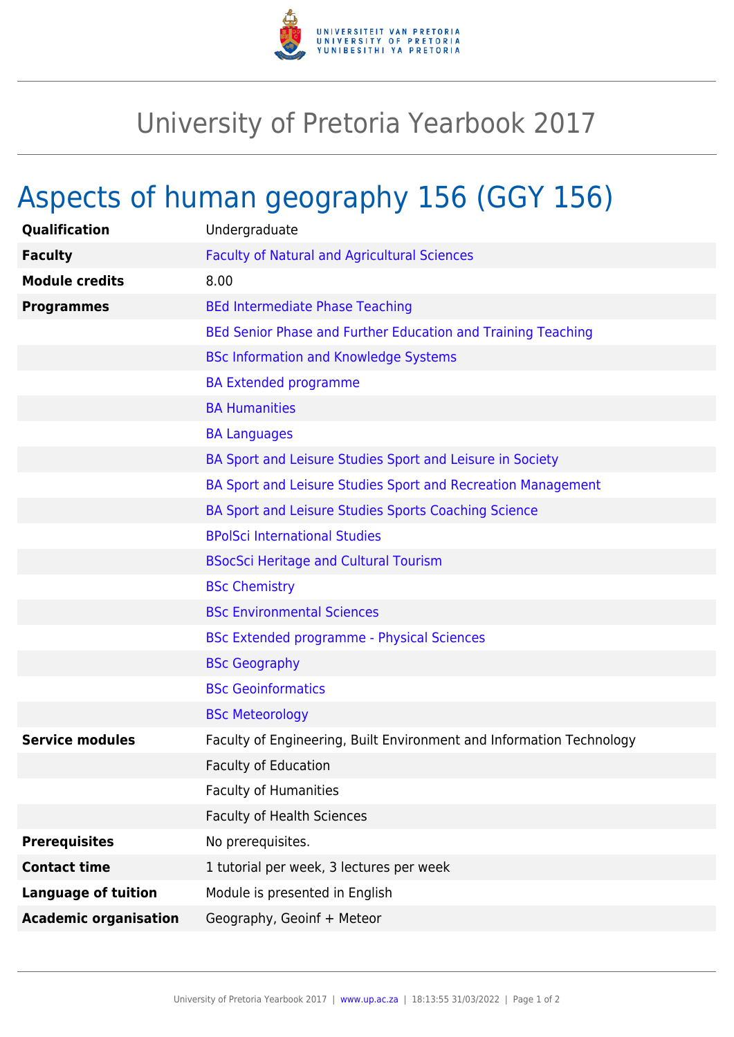# University of Pretoria Yearbook 2017

## Aspects of human geography 156 (GGY 156)

| | |
|---|---|
| **Qualification** | Undergraduate |
| **Faculty** | Faculty of Natural and Agricultural Sciences |
| **Module credits** | 8.00 |
| **Programmes** | BEd Intermediate Phase Teaching |
| | BEd Senior Phase and Further Education and Training Teaching |
| | BSc Information and Knowledge Systems |
| | BA Extended programme |
| | BA Humanities |
| | BA Languages |
| | BA Sport and Leisure Studies Sport and Leisure in Society |
| | BA Sport and Leisure Studies Sport and Recreation Management |
| | BA Sport and Leisure Studies Sports Coaching Science |
| | BPolSci International Studies |
| | BSocSci Heritage and Cultural Tourism |
| | BSc Chemistry |
| | BSc Environmental Sciences |
| | BSc Extended programme - Physical Sciences |
| | BSc Geography |
| | BSc Geoinformatics |
| | BSc Meteorology |
| **Service modules** | Faculty of Engineering, Built Environment and Information Technology |
| | Faculty of Education |
| | Faculty of Humanities |
| | Faculty of Health Sciences |
| **Prerequisites** | No prerequisites. |
| **Contact time** | 1 tutorial per week, 3 lectures per week |
| **Language of tuition** | Module is presented in English |
| **Academic organisation** | Geography, Geoinf + Meteor |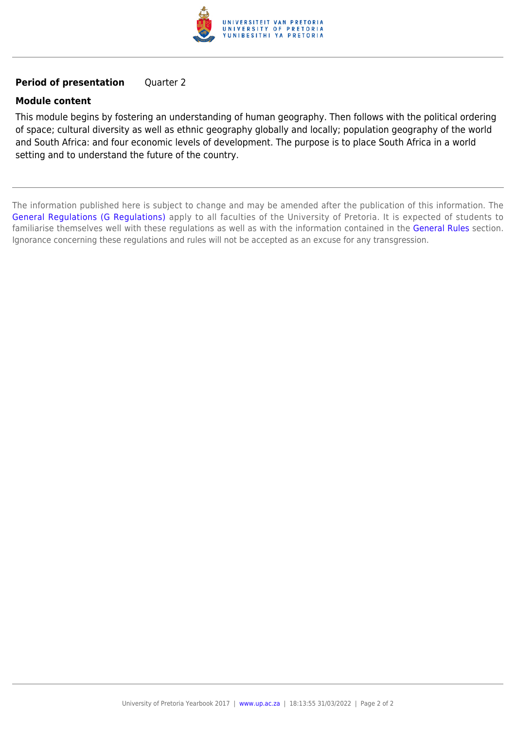**Period of presentation** Quarter 2

**Module content**

This module begins by fostering an understanding of human geography. Then follows with the political ordering of space; cultural diversity as well as ethnic geography globally and locally; population geography of the world and South Africa: and four economic levels of development. The purpose is to place South Africa in a world setting and to understand the future of the country.

---

The information published here is subject to change and may be amended after the publication of this information. The General Regulations (G Regulations) apply to all faculties of the University of Pretoria. It is expected of students to familiarise themselves well with these regulations as well as with the information contained in the General Rules section. Ignorance concerning these regulations and rules will not be accepted as an excuse for any transgression.